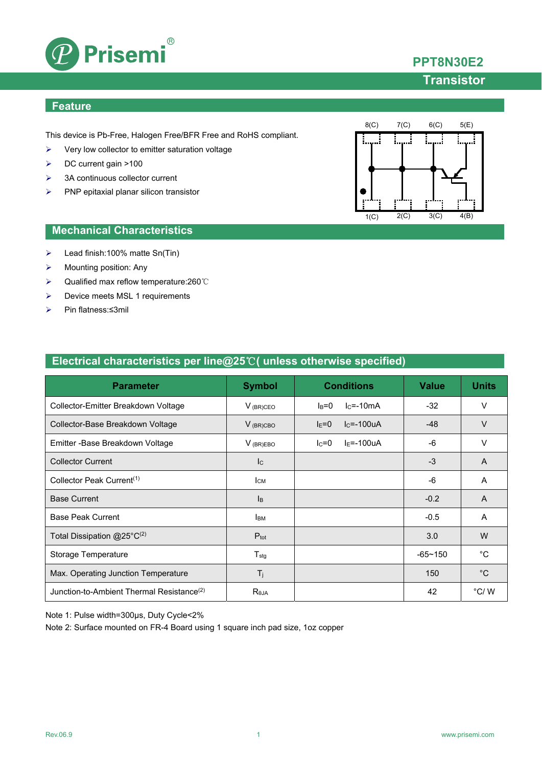Prisemi®

**PPT8N30E2**

**Transistor**

## Feature

This device is Pb-Free, Halogen Free/BFR Free and RoHS compliant.

- Very low collector to emitter saturation voltage
- DC current gain >100
- 3A continuous collector current
- PNP epitaxial planar silicon transistor

8(C) 7(C) 6(C) 5(E)

1(C) 2(C) 3(C) 4(B)

## Mechanical Characteristics

- Lead finish:100% matte Sn(Tin)
- Mounting position: Any
- Qualified max reflow temperature:260℃
- Device meets MSL 1 requirements
- Pin flatness:≤3mil

## Electrical characteristics per line@25℃( unless otherwise specified)

| Parameter | Symbol | Conditions | Value | Units |
|---|---|---|---|---|
| Collector-Emitter Breakdown Voltage | $V_{(BR)CEO}$ | $I_B$=0 $I_C$=-10mA | -32 | V |
| Collector-Base Breakdown Voltage | $V_{(BR)CBO}$ | $I_E$=0 $I_C$=-100uA | -48 | V |
| Emitter -Base Breakdown Voltage | $V_{(BR)EBO}$ | $I_C$=0 $I_E$=-100uA | -6 | V |
| Collector Current | $I_C$ | | -3 | A |
| Collector Peak Current[1] | $I_{CM}$ | | -6 | A |
| Base Current | $I_B$ | | -0.2 | A |
| Base Peak Current | $I_{BM}$ | | -0.5 | A |
| Total Dissipation @25°C[2] | $P_{tot}$ | | 3.0 | W |
| Storage Temperature | $T_{stg}$ | | -65~150 | °C |
| Max. Operating Junction Temperature | $T_j$ | | 150 | °C |
| Junction-to-Ambient Thermal Resistance[2] | $R_{\theta JA}$ | | 42 | °C/ W |

Note 1: Pulse width=300μs, Duty Cycle<2%

Note 2: Surface mounted on FR-4 Board using 1 square inch pad size, 1oz copper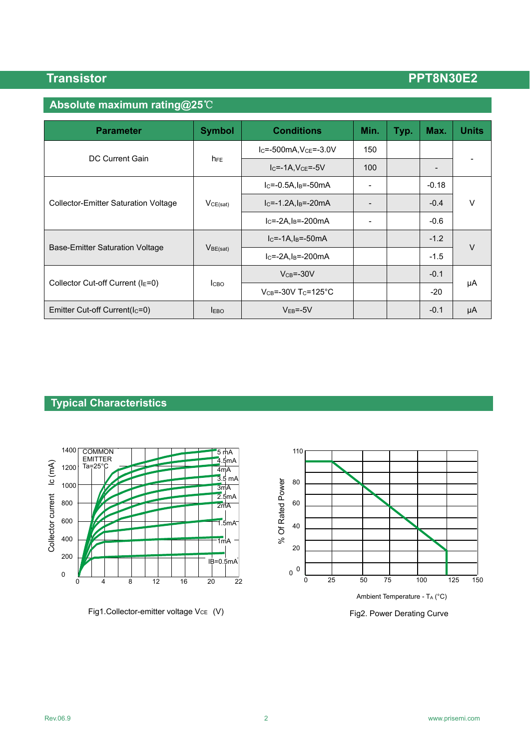## Absolute maximum rating@25℃

| Parameter | Symbol | Conditions | Min. | Typ. | Max. | Units |
|---|---|---|---|---|---|---|
| DC Current Gain | $h_{FE}$ | $I_C$=-500mA,$V_{CE}$=-3.0V | 150 | | | - |
| | | $I_C$=-1A,$V_{CE}$=-5V | 100 | | - | |
| Collector-Emitter Saturation Voltage | $V_{CE(sat)}$ | $I_C$=-0.5A,$I_B$=-50mA | - | | -0.18 | V |
| | | $I_C$=-1.2A,$I_B$=-20mA | - | | -0.4 | |
| | | $I_C$=-2A,$I_B$=-200mA | - | | -0.6 | |
| Base-Emitter Saturation Voltage | $V_{BE(sat)}$ | $I_C$=-1A,$I_B$=-50mA | | | -1.2 | V |
| | | $I_C$=-2A,$I_B$=-200mA | | | -1.5 | |
| Collector Cut-off Current ($I_E$=0) | $I_{CBO}$ | $V_{CB}$=-30V | | | -0.1 | μA |
| | | $V_{CB}$=-30V $T_C$=125°C | | | -20 | |
| Emitter Cut-off Current($I_C$=0) | $I_{EBO}$ | $V_{EB}$=-5V | | | -0.1 | μA |

## Typical Characteristics

Fig1.Collector-emitter voltage $V_{CE}$ (V)

Fig2. Power Derating Curve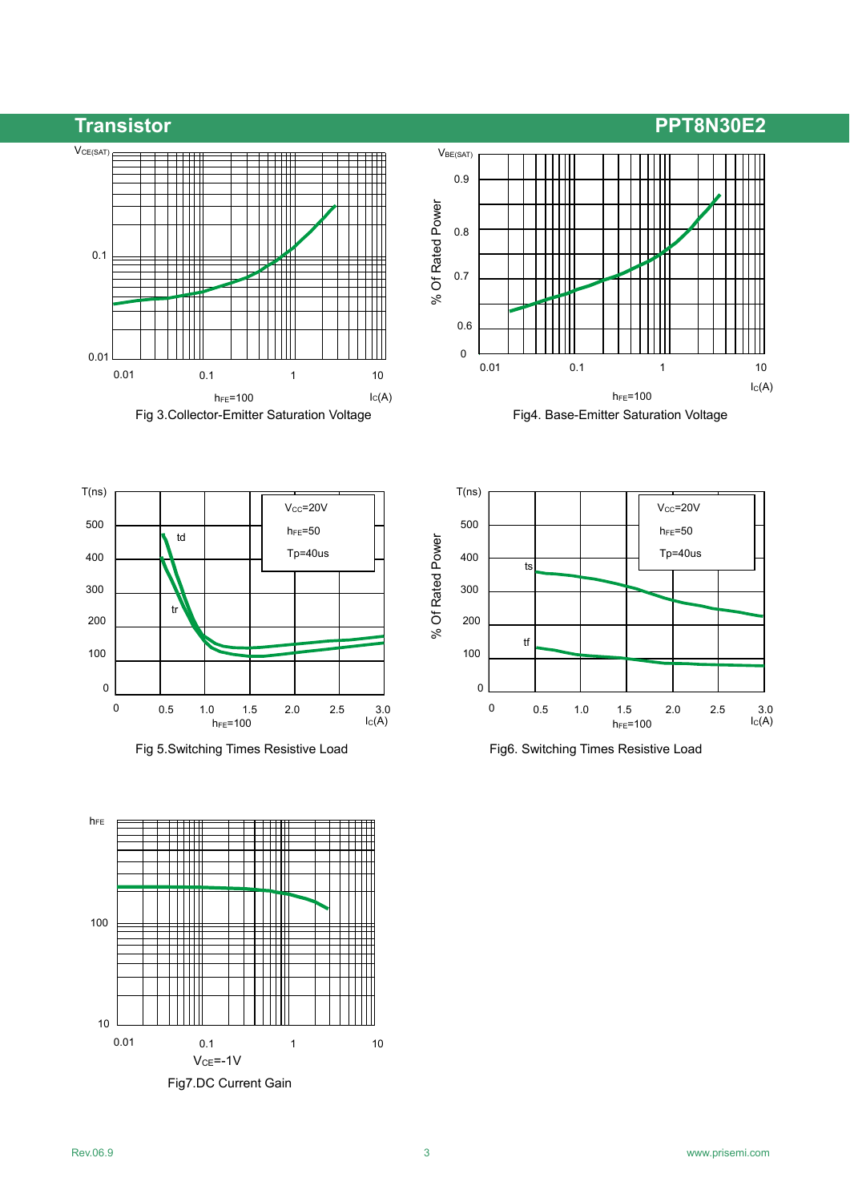Fig 3.Collector-Emitter Saturation Voltage

Fig4. Base-Emitter Saturation Voltage

Fig 5.Switching Times Resistive Load

Fig6. Switching Times Resistive Load

Fig7.DC Current Gain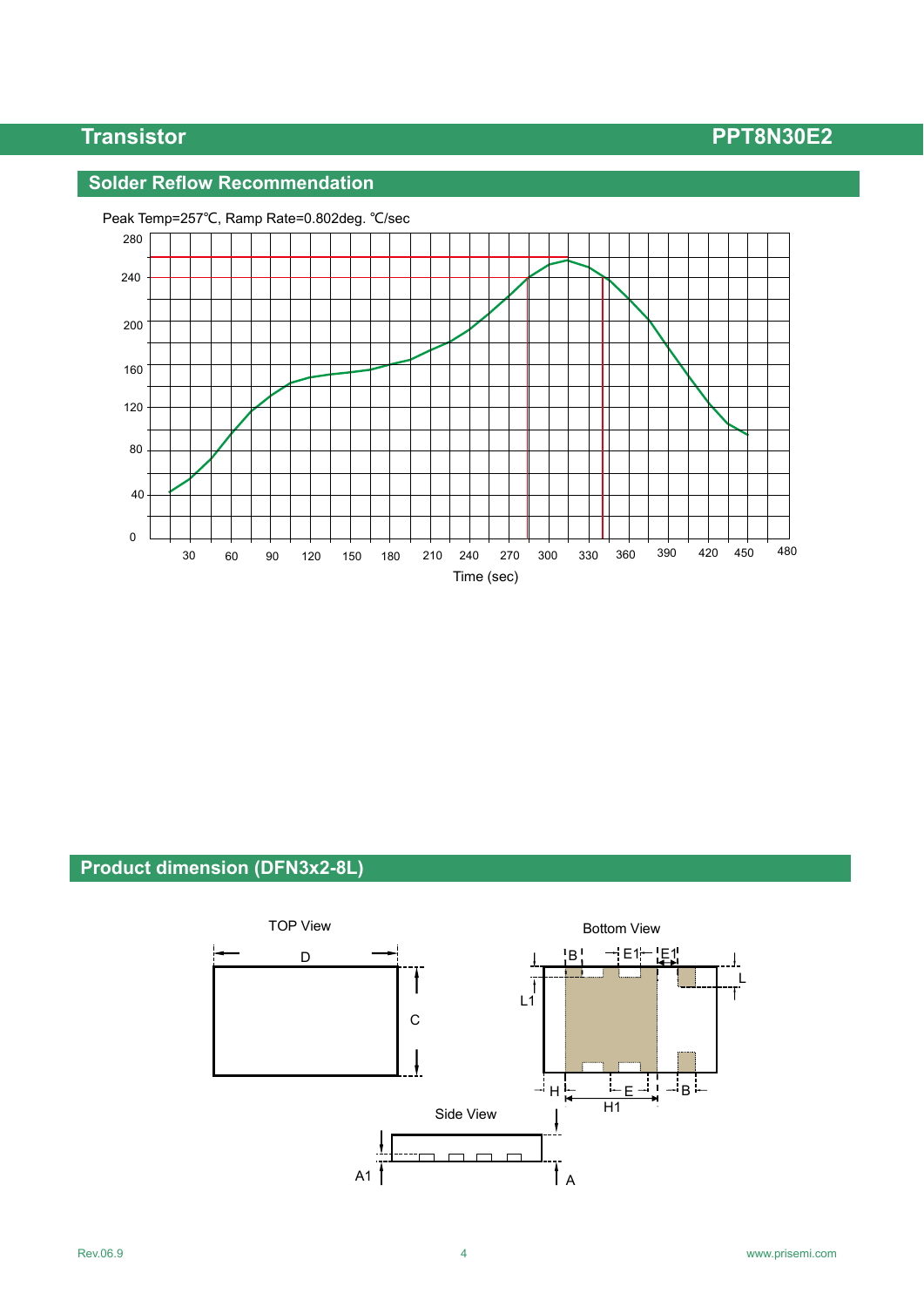## Solder Reflow Recommendation

Peak Temp=257℃, Ramp Rate=0.802deg. ℃/sec

Time (sec)

## Product dimension (DFN3x2-8L)

TOP View

Bottom View

Side View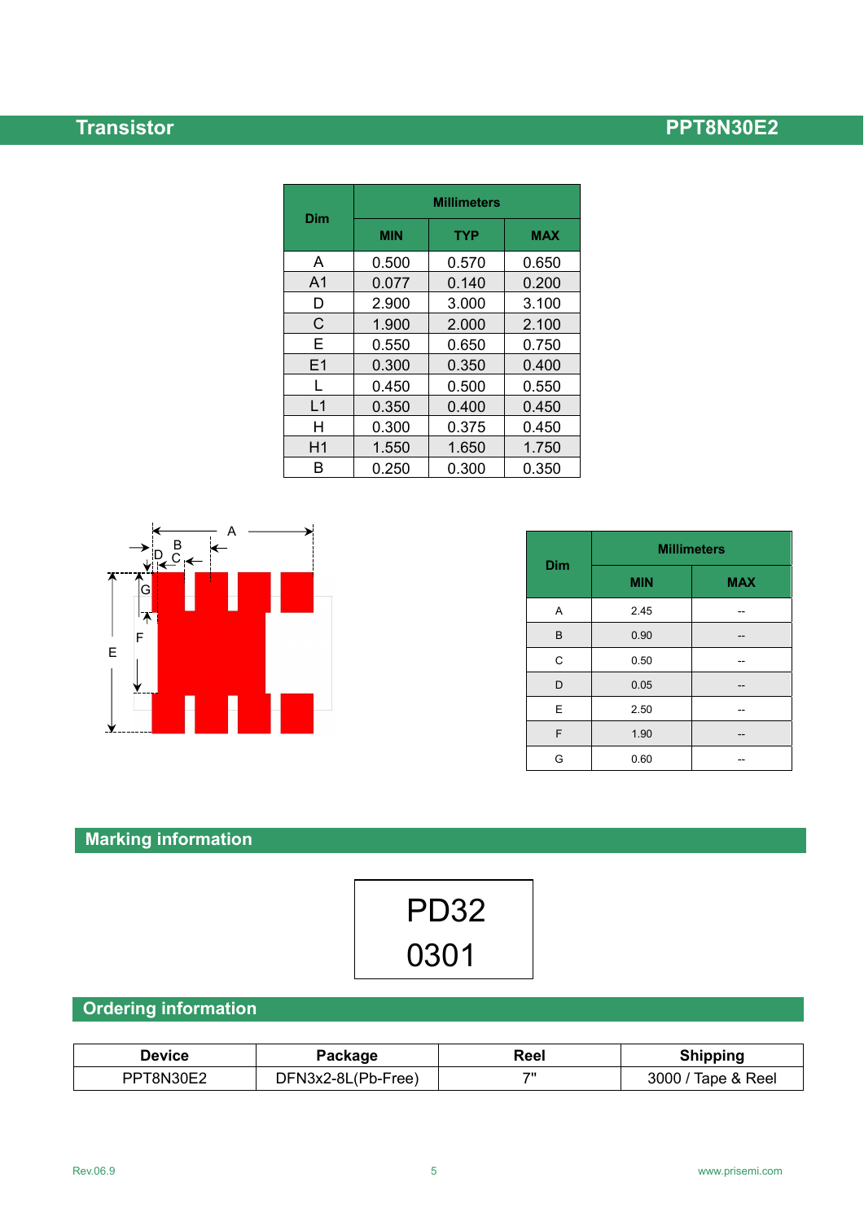| Dim | Millimeters | | |
|---|---|---|---|
| | MIN | TYP | MAX |
| A | 0.500 | 0.570 | 0.650 |
| A1 | 0.077 | 0.140 | 0.200 |
| D | 2.900 | 3.000 | 3.100 |
| C | 1.900 | 2.000 | 2.100 |
| E | 0.550 | 0.650 | 0.750 |
| E1 | 0.300 | 0.350 | 0.400 |
| L | 0.450 | 0.500 | 0.550 |
| L1 | 0.350 | 0.400 | 0.450 |
| H | 0.300 | 0.375 | 0.450 |
| H1 | 1.550 | 1.650 | 1.750 |
| B | 0.250 | 0.300 | 0.350 |

| Dim | Millimeters | |
|---|---|---|
| | MIN | MAX |
| A | 2.45 | -- |
| B | 0.90 | -- |
| C | 0.50 | -- |
| D | 0.05 | -- |
| E | 2.50 | -- |
| F | 1.90 | -- |
| G | 0.60 | -- |

## Marking information

PD32
0301

## Ordering information

| Device | Package | Reel | Shipping |
|---|---|---|---|
| PPT8N30E2 | DFN3x2-8L(Pb-Free) | 7" | 3000 / Tape & Reel |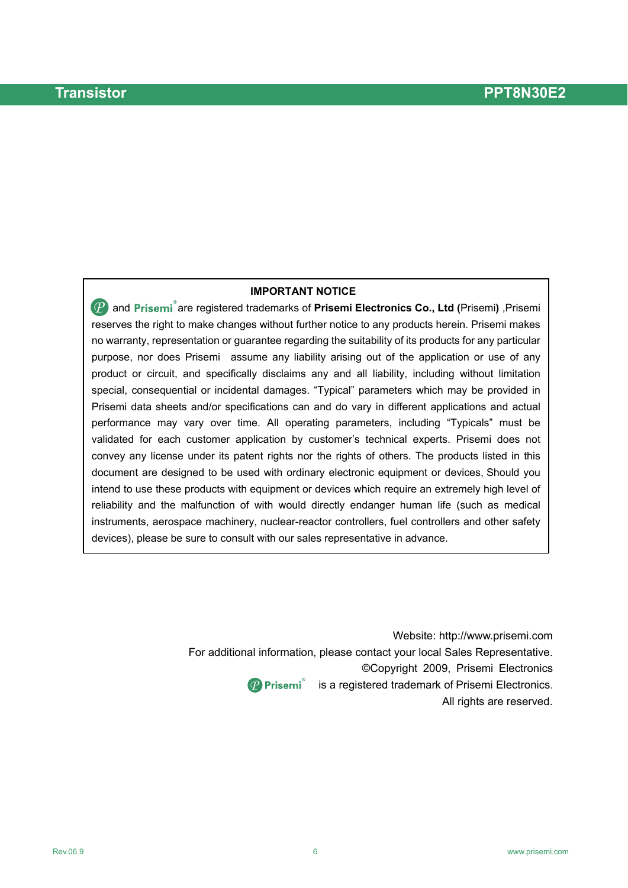## IMPORTANT NOTICE

and **Prisemi** are registered trademarks of **Prisemi Electronics Co., Ltd (**Prisemi**)** ,Prisemi reserves the right to make changes without further notice to any products herein. Prisemi makes no warranty, representation or guarantee regarding the suitability of its products for any particular purpose, nor does Prisemi assume any liability arising out of the application or use of any product or circuit, and specifically disclaims any and all liability, including without limitation special, consequential or incidental damages. "Typical" parameters which may be provided in Prisemi data sheets and/or specifications can and do vary in different applications and actual performance may vary over time. All operating parameters, including "Typicals" must be validated for each customer application by customer's technical experts. Prisemi does not convey any license under its patent rights nor the rights of others. The products listed in this document are designed to be used with ordinary electronic equipment or devices, Should you intend to use these products with equipment or devices which require an extremely high level of reliability and the malfunction of with would directly endanger human life (such as medical instruments, aerospace machinery, nuclear-reactor controllers, fuel controllers and other safety devices), please be sure to consult with our sales representative in advance.

Website: http://www.prisemi.com

For additional information, please contact your local Sales Representative.

©Copyright 2009, Prisemi Electronics

Prisemi is a registered trademark of Prisemi Electronics.

All rights are reserved.